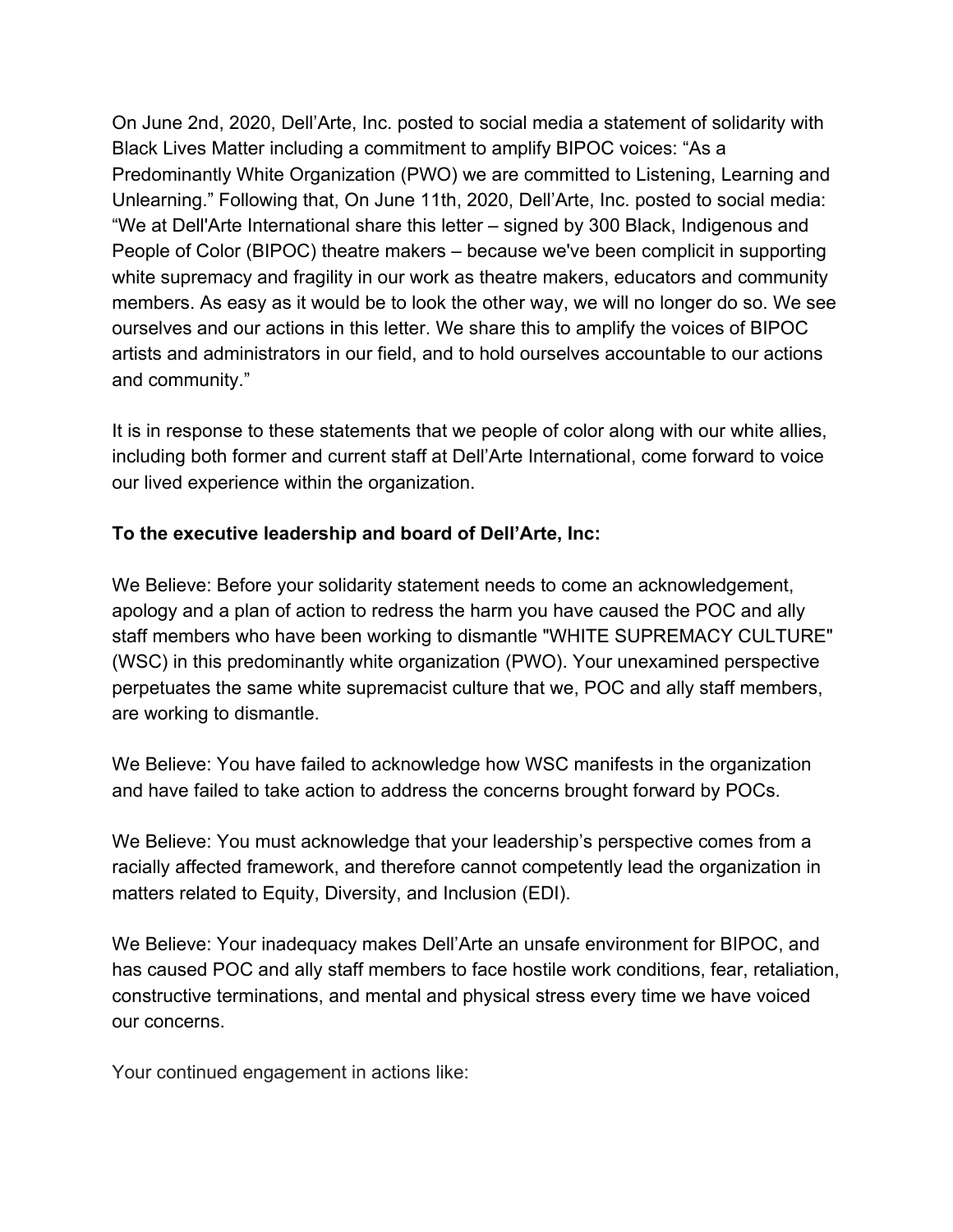On June 2nd, 2020, Dell'Arte, Inc. posted to social media a statement of solidarity with Black Lives Matter including a commitment to amplify BIPOC voices: "As a Predominantly White Organization (PWO) we are committed to Listening, Learning and Unlearning." Following that, On June 11th, 2020, Dell'Arte, Inc. posted to social media: "We at Dell'Arte International share this letter – signed by 300 Black, Indigenous and People of Color (BIPOC) theatre makers – because we've been complicit in supporting white supremacy and fragility in our work as theatre makers, educators and community members. As easy as it would be to look the other way, we will no longer do so. We see ourselves and our actions in this letter. We share this to amplify the voices of BIPOC artists and administrators in our field, and to hold ourselves accountable to our actions and community."

It is in response to these statements that we people of color along with our white allies, including both former and current staff at Dell'Arte International, come forward to voice our lived experience within the organization.

**To the executive leadership and board of Dell'Arte, Inc:**

We Believe: Before your solidarity statement needs to come an acknowledgement, apology and a plan of action to redress the harm you have caused the POC and ally staff members who have been working to dismantle "WHITE SUPREMACY CULTURE" (WSC) in this predominantly white organization (PWO). Your unexamined perspective perpetuates the same white supremacist culture that we, POC and ally staff members, are working to dismantle.

We Believe: You have failed to acknowledge how WSC manifests in the organization and have failed to take action to address the concerns brought forward by POCs.

We Believe: You must acknowledge that your leadership's perspective comes from a racially affected framework, and therefore cannot competently lead the organization in matters related to Equity, Diversity, and Inclusion (EDI).

We Believe: Your inadequacy makes Dell'Arte an unsafe environment for BIPOC, and has caused POC and ally staff members to face hostile work conditions, fear, retaliation, constructive terminations, and mental and physical stress every time we have voiced our concerns.

Your continued engagement in actions like: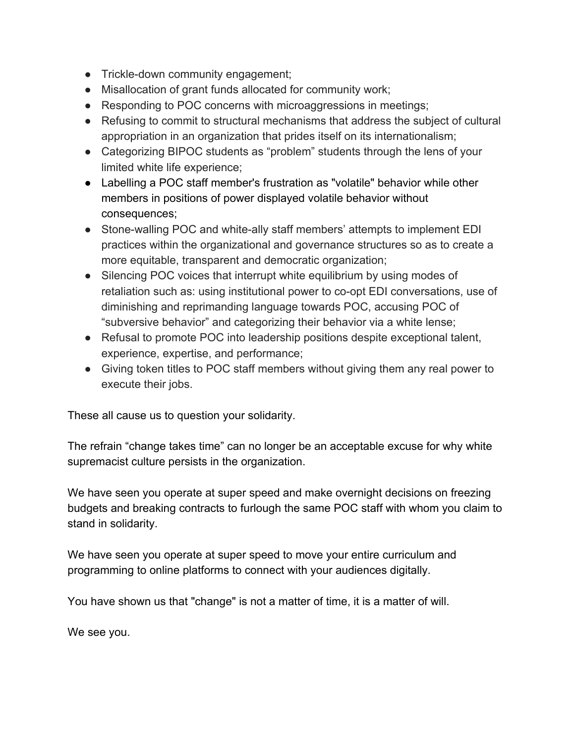- Trickle-down community engagement;
- Misallocation of grant funds allocated for community work;
- Responding to POC concerns with microaggressions in meetings;
- Refusing to commit to structural mechanisms that address the subject of cultural appropriation in an organization that prides itself on its internationalism;
- Categorizing BIPOC students as "problem" students through the lens of your limited white life experience;
- Labelling a POC staff member's frustration as "volatile" behavior while other members in positions of power displayed volatile behavior without consequences;
- Stone-walling POC and white-ally staff members' attempts to implement EDI practices within the organizational and governance structures so as to create a more equitable, transparent and democratic organization;
- Silencing POC voices that interrupt white equilibrium by using modes of retaliation such as: using institutional power to co-opt EDI conversations, use of diminishing and reprimanding language towards POC, accusing POC of "subversive behavior" and categorizing their behavior via a white lense;
- Refusal to promote POC into leadership positions despite exceptional talent, experience, expertise, and performance;
- Giving token titles to POC staff members without giving them any real power to execute their jobs.

These all cause us to question your solidarity.

The refrain "change takes time" can no longer be an acceptable excuse for why white supremacist culture persists in the organization.

We have seen you operate at super speed and make overnight decisions on freezing budgets and breaking contracts to furlough the same POC staff with whom you claim to stand in solidarity.

We have seen you operate at super speed to move your entire curriculum and programming to online platforms to connect with your audiences digitally.

You have shown us that "change" is not a matter of time, it is a matter of will.

We see you.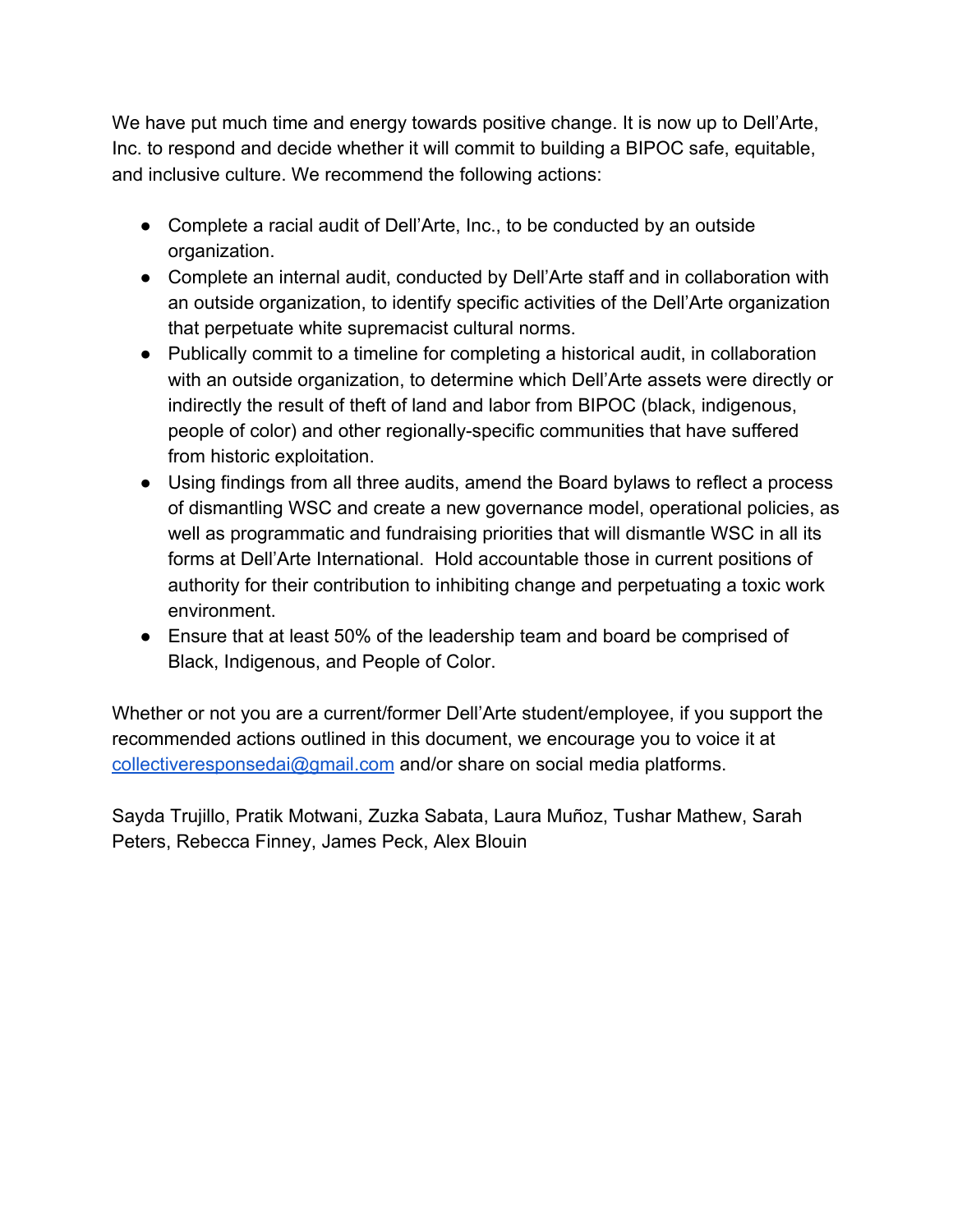We have put much time and energy towards positive change. It is now up to Dell'Arte, Inc. to respond and decide whether it will commit to building a BIPOC safe, equitable, and inclusive culture. We recommend the following actions:

- Complete a racial audit of Dell'Arte, Inc., to be conducted by an outside organization.
- Complete an internal audit, conducted by Dell'Arte staff and in collaboration with an outside organization, to identify specific activities of the Dell'Arte organization that perpetuate white supremacist cultural norms.
- Publically commit to a timeline for completing a historical audit, in collaboration with an outside organization, to determine which Dell'Arte assets were directly or indirectly the result of theft of land and labor from BIPOC (black, indigenous, people of color) and other regionally-specific communities that have suffered from historic exploitation.
- Using findings from all three audits, amend the Board bylaws to reflect a process of dismantling WSC and create a new governance model, operational policies, as well as programmatic and fundraising priorities that will dismantle WSC in all its forms at Dell'Arte International. Hold accountable those in current positions of authority for their contribution to inhibiting change and perpetuating a toxic work environment.
- Ensure that at least 50% of the leadership team and board be comprised of Black, Indigenous, and People of Color.

Whether or not you are a current/former Dell'Arte student/employee, if you support the recommended actions outlined in this document, we encourage you to voice it at collectiveresponsedai@gmail.com and/or share on social media platforms.

Sayda Trujillo, Pratik Motwani, Zuzka Sabata, Laura Muñoz, Tushar Mathew, Sarah Peters, Rebecca Finney, James Peck, Alex Blouin